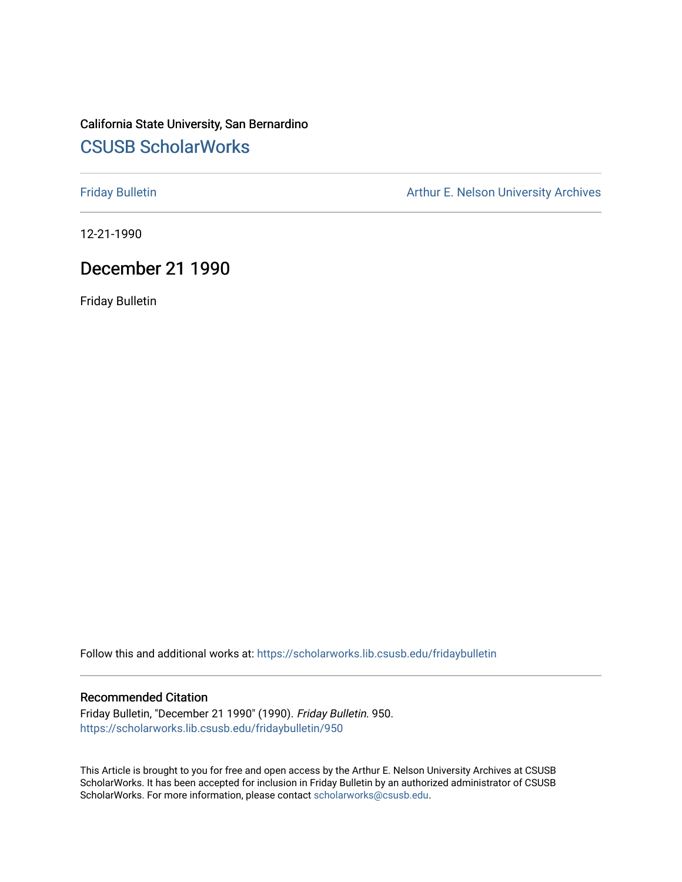California State University, San Bernardino

## CSUSB ScholarWorks

Friday Bulletin

Arthur E. Nelson University Archives

12-21-1990

# December 21 1990

Friday Bulletin

Follow this and additional works at: https://scholarworks.lib.csusb.edu/fridaybulletin

### Recommended Citation

Friday Bulletin, "December 21 1990" (1990). *Friday Bulletin*. 950.
https://scholarworks.lib.csusb.edu/fridaybulletin/950

This Article is brought to you for free and open access by the Arthur E. Nelson University Archives at CSUSB ScholarWorks. It has been accepted for inclusion in Friday Bulletin by an authorized administrator of CSUSB ScholarWorks. For more information, please contact scholarworks@csusb.edu.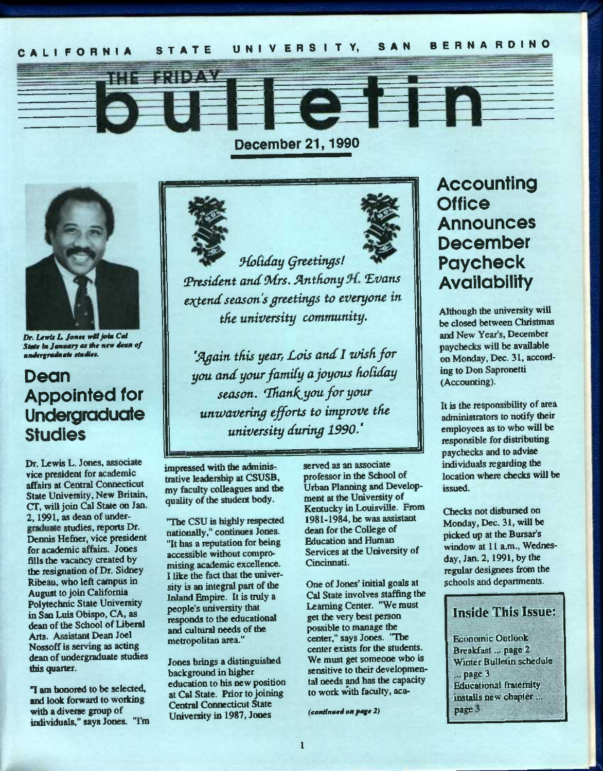CALIFORNIA STATE UNIVERSITY, SAN BERNARDINO

# THE FRIDAY bulletin

**December 21, 1990**

*Dr. Lewis L. Jones will join Cal State in January as the new dean of undergraduate studies.*

## Dean Appointed for Undergraduate Studies

Dr. Lewis L. Jones, associate vice president for academic affairs at Central Connecticut State University, New Britain, CT, will join Cal State on Jan. 2, 1991, as dean of undergraduate studies, reports Dr. Dennis Hefner, vice president for academic affairs. Jones fills the vacancy created by the resignation of Dr. Sidney Ribeau, who left campus in August to join California Polytechnic State University in San Luis Obispo, CA, as dean of the School of Liberal Arts. Assistant Dean Joel Nossoff is serving as acting dean of undergraduate studies this quarter.

"I am honored to be selected, and look forward to working with a diverse group of individuals," says Jones. "I'm impressed with the administrative leadership at CSUSB, my faculty colleagues and the quality of the student body.

"The CSU is highly respected nationally," continues Jones. "It has a reputation for being accessible without compromising academic excellence. I like the fact that the university is an integral part of the Inland Empire. It is truly a people's university that responds to the educational and cultural needs of the metropolitan area."

Jones brings a distinguished background in higher education to his new position at Cal State. Prior to joining Central Connecticut State University in 1987, Jones served as an associate professor in the School of Urban Planning and Development at the University of Kentucky in Louisville. From 1981-1984, he was assistant dean for the College of Education and Human Services at the University of Cincinnati.

One of Jones' initial goals at Cal State involves staffing the Learning Center. "We must get the very best person possible to manage the center," says Jones. "The center exists for the students. We must get someone who is sensitive to their developmental needs and has the capacity to work with faculty, aca-

*(continued on page 2)*

---

*Holiday Greetings!*

*President and Mrs. Anthony H. Evans extend season's greetings to everyone in the university community.*

*"Again this year, Lois and I wish for you and your family a joyous holiday season. Thank you for your unwavering efforts to improve the university during 1990."*

---

## Accounting Office Announces December Paycheck Availability

Although the university will be closed between Christmas and New Year's, December paychecks will be available on Monday, Dec. 31, according to Don Sapronetti (Accounting).

It is the responsibility of area administrators to notify their employees as to who will be responsible for distributing paychecks and to advise individuals regarding the location where checks will be issued.

Checks not disbursed on Monday, Dec. 31, will be picked up at the Bursar's window at 11 a.m., Wednesday, Jan. 2, 1991, by the regular designees from the schools and departments.

**Inside This Issue:**

Economic Outlook Breakfast ... page 2
Winter Bulletin schedule ... page 3
Educational fraternity installs new chapter ... page 3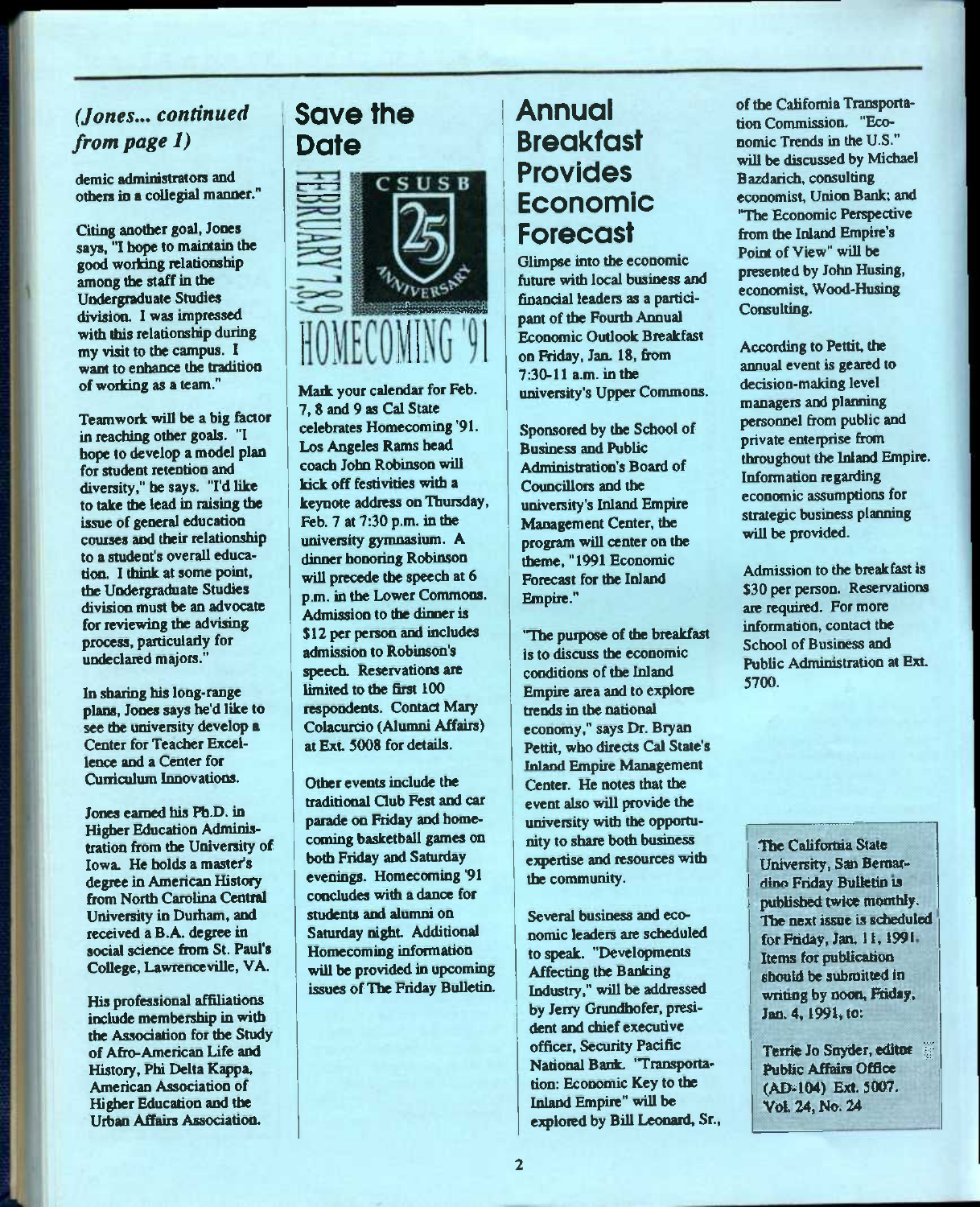*(Jones... continued from page 1)*

demic administrators and others in a collegial manner."

Citing another goal, Jones says, "I hope to maintain the good working relationship among the staff in the Undergraduate Studies division. I was impressed with this relationship during my visit to the campus. I want to enhance the tradition of working as a team."

Teamwork will be a big factor in reaching other goals. "I hope to develop a model plan for student retention and diversity," he says. "I'd like to take the lead in raising the issue of general education courses and their relationship to a student's overall education. I think at some point, the Undergraduate Studies division must be an advocate for reviewing the advising process, particularly for undeclared majors."

In sharing his long-range plans, Jones says he'd like to see the university develop a Center for Teacher Excellence and a Center for Curriculum Innovations.

Jones earned his Ph.D. in Higher Education Administration from the University of Iowa. He holds a master's degree in American History from North Carolina Central University in Durham, and received a B.A. degree in social science from St. Paul's College, Lawrenceville, VA.

His professional affiliations include membership in with the Association for the Study of Afro-American Life and History, Phi Delta Kappa, American Association of Higher Education and the Urban Affairs Association.

## Save the Date

FEBRUARY 7,8,9

CSUSB 25 ANNIVERSARY

HOMECOMING '91

Mark your calendar for Feb. 7, 8 and 9 as Cal State celebrates Homecoming '91. Los Angeles Rams head coach John Robinson will kick off festivities with a keynote address on Thursday, Feb. 7 at 7:30 p.m. in the university gymnasium. A dinner honoring Robinson will precede the speech at 6 p.m. in the Lower Commons. Admission to the dinner is $12 per person and includes admission to Robinson's speech. Reservations are limited to the first 100 respondents. Contact Mary Colacurcio (Alumni Affairs) at Ext. 5008 for details.

Other events include the traditional Club Fest and car parade on Friday and homecoming basketball games on both Friday and Saturday evenings. Homecoming '91 concludes with a dance for students and alumni on Saturday night. Additional Homecoming information will be provided in upcoming issues of The Friday Bulletin.

## Annual Breakfast Provides Economic Forecast

Glimpse into the economic future with local business and financial leaders as a participant of the Fourth Annual Economic Outlook Breakfast on Friday, Jan. 18, from 7:30-11 a.m. in the university's Upper Commons.

Sponsored by the School of Business and Public Administration's Board of Councillors and the university's Inland Empire Management Center, the program will center on the theme, "1991 Economic Forecast for the Inland Empire."

"The purpose of the breakfast is to discuss the economic conditions of the Inland Empire area and to explore trends in the national economy," says Dr. Bryan Pettit, who directs Cal State's Inland Empire Management Center. He notes that the event also will provide the university with the opportunity to share both business expertise and resources with the community.

Several business and economic leaders are scheduled to speak. "Developments Affecting the Banking Industry," will be addressed by Jerry Grundhofer, president and chief executive officer, Security Pacific National Bank. "Transportation: Economic Key to the Inland Empire" will be explored by Bill Leonard, Sr., of the California Transportation Commission. "Economic Trends in the U.S." will be discussed by Michael Bazdarich, consulting economist, Union Bank; and "The Economic Perspective from the Inland Empire's Point of View" will be presented by John Husing, economist, Wood-Husing Consulting.

According to Pettit, the annual event is geared to decision-making level managers and planning personnel from public and private enterprise from throughout the Inland Empire. Information regarding economic assumptions for strategic business planning will be provided.

Admission to the breakfast is $30 per person. Reservations are required. For more information, contact the School of Business and Public Administration at Ext. 5700.

The California State University, San Bernardino Friday Bulletin is published twice monthly. The next issue is scheduled for Friday, Jan. 11, 1991. Items for publication should be submitted in writing by noon, Friday, Jan. 4, 1991, to:

Terrie Jo Snyder, editor
Public Affairs Office
(AD-104) Ext. 5007.
Vol. 24, No. 24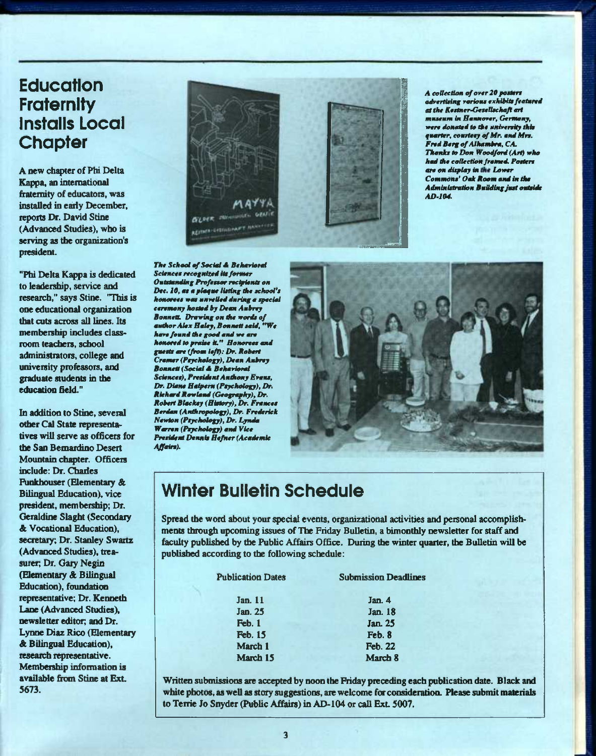## Education Fraternity Installs Local Chapter

A new chapter of Phi Delta Kappa, an international fraternity of educators, was installed in early December, reports Dr. David Stine (Advanced Studies), who is serving as the organization's president.

"Phi Delta Kappa is dedicated to leadership, service and research," says Stine. "This is one educational organization that cuts across all lines. Its membership includes classroom teachers, school administrators, college and university professors, and graduate students in the education field."

In addition to Stine, several other Cal State representatives will serve as officers for the San Bernardino Desert Mountain chapter. Officers include: Dr. Charles Funkhouser (Elementary & Bilingual Education), vice president, membership; Dr. Geraldine Slaght (Secondary & Vocational Education), secretary; Dr. Stanley Swartz (Advanced Studies), treasurer; Dr. Gary Negin (Elementary & Bilingual Education), foundation representative; Dr. Kenneth Lane (Advanced Studies), newsletter editor; and Dr. Lynne Diaz Rico (Elementary & Bilingual Education), research representative. Membership information is available from Stine at Ext. 5673.

***A collection of over 20 posters advertising various exhibits featured at the Kestner-Gesellschaft art museum in Hannover, Germany, were donated to the university this quarter, courtesy of Mr. and Mrs. Fred Berg of Alhambra, CA. Thanks to Don Woodford (Art) who had the collection framed. Posters are on display in the Lower Commons' Oak Room and in the Administration Building just outside AD-104.***

***The School of Social & Behavioral Sciences recognized its former Outstanding Professor recipients on Dec. 10, as a plaque listing the school's honorees was unveiled during a special ceremony hosted by Dean Aubrey Bonnett. Drawing on the words of author Alex Haley, Bonnett said, "We have found the good and we are honored to praise it." Honorees and guests are (from left): Dr. Robert Cramer (Psychology), Dean Aubrey Bonnett (Social & Behavioral Sciences), President Anthony Evans, Dr. Diane Halpern (Psychology), Dr. Richard Rowland (Geography), Dr. Robert Blackey (History), Dr. Frances Berdan (Anthropology), Dr. Frederick Newton (Psychology), Dr. Lynda Warren (Psychology) and Vice President Dennis Hefner (Academic Affairs).***

## Winter Bulletin Schedule

Spread the word about your special events, organizational activities and personal accomplishments through upcoming issues of The Friday Bulletin, a bimonthly newsletter for staff and faculty published by the Public Affairs Office. During the winter quarter, the Bulletin will be published according to the following schedule:

| Publication Dates | Submission Deadlines |
|---|---|
| Jan. 11 | Jan. 4 |
| Jan. 25 | Jan. 18 |
| Feb. 1 | Jan. 25 |
| Feb. 15 | Feb. 8 |
| March 1 | Feb. 22 |
| March 15 | March 8 |

Written submissions are accepted by noon the Friday preceding each publication date. Black and white photos, as well as story suggestions, are welcome for consideration. Please submit materials to Terrie Jo Snyder (Public Affairs) in AD-104 or call Ext. 5007.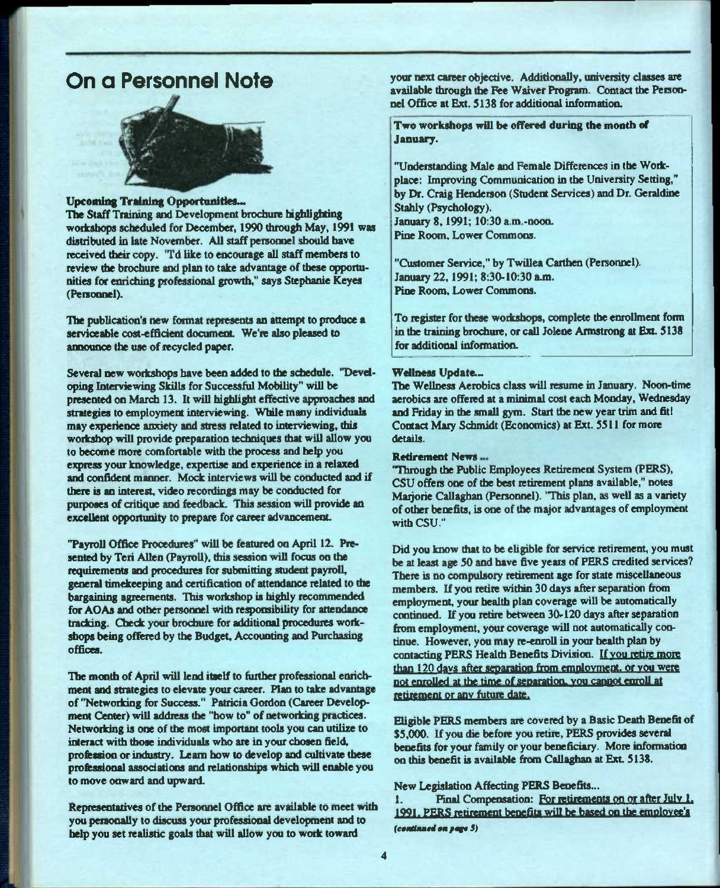# On a Personnel Note

**Upcoming Training Opportunities...**

The Staff Training and Development brochure highlighting workshops scheduled for December, 1990 through May, 1991 was distributed in late November. All staff personnel should have received their copy. "I'd like to encourage all staff members to review the brochure and plan to take advantage of these opportunities for enriching professional growth," says Stephanie Keyes (Personnel).

The publication's new format represents an attempt to produce a serviceable cost-efficient document. We're also pleased to announce the use of recycled paper.

Several new workshops have been added to the schedule. "Developing Interviewing Skills for Successful Mobility" will be presented on March 13. It will highlight effective approaches and strategies to employment interviewing. While many individuals may experience anxiety and stress related to interviewing, this workshop will provide preparation techniques that will allow you to become more comfortable with the process and help you express your knowledge, expertise and experience in a relaxed and confident manner. Mock interviews will be conducted and if there is an interest, video recordings may be conducted for purposes of critique and feedback. This session will provide an excellent opportunity to prepare for career advancement.

"Payroll Office Procedures" will be featured on April 12. Presented by Teri Allen (Payroll), this session will focus on the requirements and procedures for submitting student payroll, general timekeeping and certification of attendance related to the bargaining agreements. This workshop is highly recommended for AOAs and other personnel with responsibility for attendance tracking. Check your brochure for additional procedures workshops being offered by the Budget, Accounting and Purchasing offices.

The month of April will lend itself to further professional enrichment and strategies to elevate your career. Plan to take advantage of "Networking for Success." Patricia Gordon (Career Development Center) will address the "how to" of networking practices. Networking is one of the most important tools you can utilize to interact with those individuals who are in your chosen field, profession or industry. Learn how to develop and cultivate these professional associations and relationships which will enable you to move onward and upward.

Representatives of the Personnel Office are available to meet with you personally to discuss your professional development and to help you set realistic goals that will allow you to work toward your next career objective. Additionally, university classes are available through the Fee Waiver Program. Contact the Personnel Office at Ext. 5138 for additional information.

**Two workshops will be offered during the month of January.**

"Understanding Male and Female Differences in the Workplace: Improving Communication in the University Setting," by Dr. Craig Henderson (Student Services) and Dr. Geraldine Stahly (Psychology).
January 8, 1991; 10:30 a.m.-noon.
Pine Room, Lower Commons.

"Customer Service," by Twillea Carthen (Personnel).
January 22, 1991; 8:30-10:30 a.m.
Pine Room, Lower Commons.

To register for these workshops, complete the enrollment form in the training brochure, or call Jolene Armstrong at Ext. 5138 for additional information.

**Wellness Update...**

The Wellness Aerobics class will resume in January. Noon-time aerobics are offered at a minimal cost each Monday, Wednesday and Friday in the small gym. Start the new year trim and fit! Contact Mary Schmidt (Economics) at Ext. 5511 for more details.

**Retirement News ...**

"Through the Public Employees Retirement System (PERS), CSU offers one of the best retirement plans available," notes Marjorie Callaghan (Personnel). "This plan, as well as a variety of other benefits, is one of the major advantages of employment with CSU."

Did you know that to be eligible for service retirement, you must be at least age 50 and have five years of PERS credited services? There is no compulsory retirement age for state miscellaneous members. If you retire within 30 days after separation from employment, your health plan coverage will be automatically continued. If you retire between 30-120 days after separation from employment, your coverage will not automatically continue. However, you may re-enroll in your health plan by contacting PERS Health Benefits Division. If you retire more than 120 days after separation from employment, or you were not enrolled at the time of separation, you cannot enroll at retirement or any future date.

Eligible PERS members are covered by a Basic Death Benefit of $5,000. If you die before you retire, PERS provides several benefits for your family or your beneficiary. More information on this benefit is available from Callaghan at Ext. 5138.

New Legislation Affecting PERS Benefits...

1. Final Compensation: For retirements on or after July 1, 1991, PERS retirement benefits will be based on the employee's

*(continued on page 5)*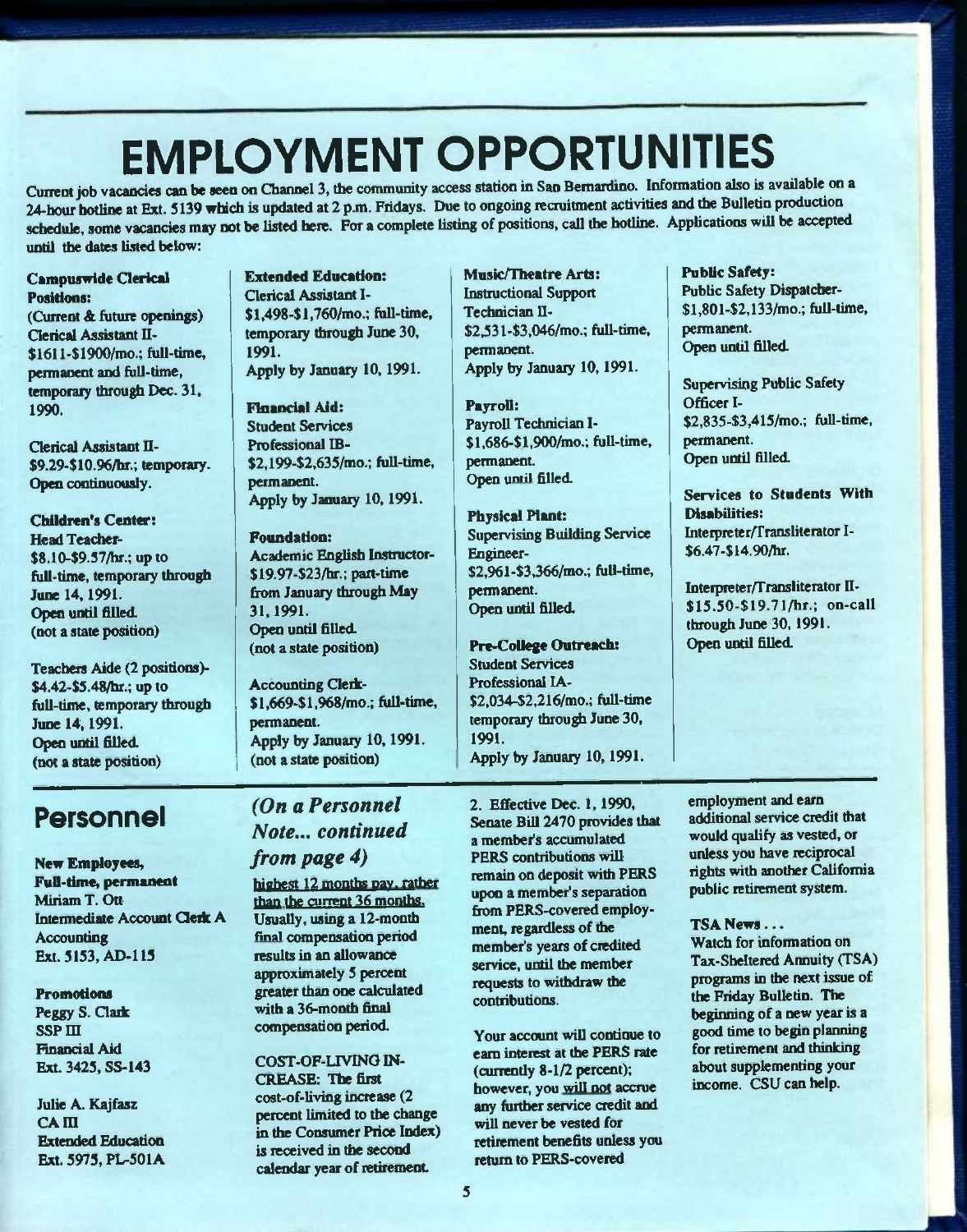# EMPLOYMENT OPPORTUNITIES

Current job vacancies can be seen on Channel 3, the community access station in San Bernardino. Information also is available on a 24-hour hotline at Ext. 5139 which is updated at 2 p.m. Fridays. Due to ongoing recruitment activities and the Bulletin production schedule, some vacancies may not be listed here. For a complete listing of positions, call the hotline. Applications will be accepted until the dates listed below:

**Campuswide Clerical Positions:**
(Current & future openings)
Clerical Assistant II- $1611-$1900/mo.; full-time, permanent and full-time, temporary through Dec. 31, 1990.

Clerical Assistant II- $9.29-$10.96/hr.; temporary. Open continuously.

**Children's Center:**
Head Teacher- $8.10-$9.57/hr.; up to full-time, temporary through June 14, 1991.
Open until filled.
(not a state position)

Teachers Aide (2 positions)- $4.42-$5.48/hr.; up to full-time, temporary through June 14, 1991.
Open until filled.
(not a state position)

**Extended Education:**
Clerical Assistant I- $1,498-$1,760/mo.; full-time, temporary through June 30, 1991.
Apply by January 10, 1991.

**Financial Aid:**
Student Services Professional IB- $2,199-$2,635/mo.; full-time, permanent.
Apply by January 10, 1991.

**Foundation:**
Academic English Instructor- $19.97-$23/hr.; part-time from January through May 31, 1991.
Open until filled.
(not a state position)

Accounting Clerk- $1,669-$1,968/mo.; full-time, permanent.
Apply by January 10, 1991.
(not a state position)

**Music/Theatre Arts:**
Instructional Support Technician II- $2,531-$3,046/mo.; full-time, permanent.
Apply by January 10, 1991.

**Payroll:**
Payroll Technician I- $1,686-$1,900/mo.; full-time, permanent.
Open until filled.

**Physical Plant:**
Supervising Building Service Engineer- $2,961-$3,366/mo.; full-time, permanent.
Open until filled.

**Pre-College Outreach:**
Student Services Professional IA- $2,034-$2,216/mo.; full-time temporary through June 30, 1991.
Apply by January 10, 1991.

**Public Safety:**
Public Safety Dispatcher- $1,801-$2,133/mo.; full-time, permanent.
Open until filled.

Supervising Public Safety Officer I- $2,835-$3,415/mo.; full-time, permanent.
Open until filled.

**Services to Students With Disabilities:**
Interpreter/Transliterator I- $6.47-$14.90/hr.

Interpreter/Transliterator II- $15.50-$19.71/hr.; on-call through June 30, 1991.
Open until filled.

## Personnel

**New Employees, Full-time, permanent**
Miriam T. Ott
Intermediate Account Clerk A
Accounting
Ext. 5153, AD-115

**Promotions**
Peggy S. Clark
SSP III
Financial Aid
Ext. 3425, SS-143

Julie A. Kajfasz
CA III
Extended Education
Ext. 5975, PL-501A

### *(On a Personnel Note... continued from page 4)*

highest 12 months pay, rather than the current 36 months. Usually, using a 12-month final compensation period results in an allowance approximately 5 percent greater than one calculated with a 36-month final compensation period.

COST-OF-LIVING INCREASE: The first cost-of-living increase (2 percent limited to the change in the Consumer Price Index) is received in the second calendar year of retirement.

2. Effective Dec. 1, 1990, Senate Bill 2470 provides that a member's accumulated PERS contributions will remain on deposit with PERS upon a member's separation from PERS-covered employment, regardless of the member's years of credited service, until the member requests to withdraw the contributions.

Your account will continue to earn interest at the PERS rate (currently 8-1/2 percent); however, you will not accrue any further service credit and will never be vested for retirement benefits unless you return to PERS-covered employment and earn additional service credit that would qualify as vested, or unless you have reciprocal rights with another California public retirement system.

**TSA News . . .**
Watch for information on Tax-Sheltered Annuity (TSA) programs in the next issue of the Friday Bulletin. The beginning of a new year is a good time to begin planning for retirement and thinking about supplementing your income. CSU can help.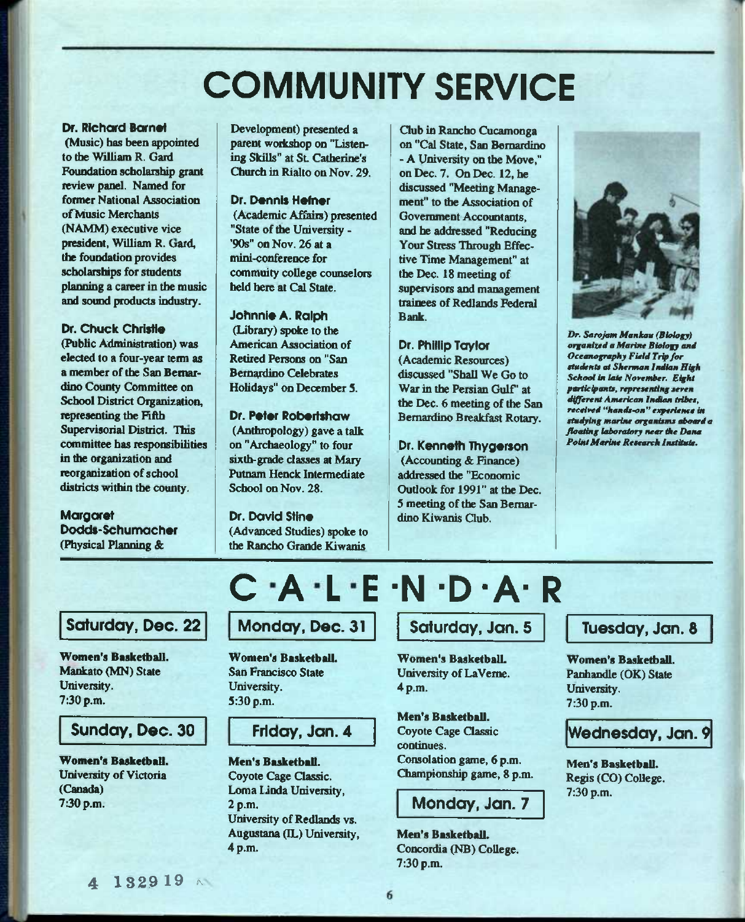# COMMUNITY SERVICE

**Dr. Richard Barnet** (Music) has been appointed to the William R. Gard Foundation scholarship grant review panel. Named for former National Association of Music Merchants (NAMM) executive vice president, William R. Gard, the foundation provides scholarships for students planning a career in the music and sound products industry.

**Dr. Chuck Christie** (Public Administration) was elected to a four-year term as a member of the San Bernardino County Committee on School District Organization, representing the Fifth Supervisorial District. This committee has responsibilities in the organization and reorganization of school districts within the county.

**Margaret Dodds-Schumacher** (Physical Planning & Development) presented a parent workshop on "Listening Skills" at St. Catherine's Church in Rialto on Nov. 29.

**Dr. Dennis Hefner** (Academic Affairs) presented "State of the University - '90s" on Nov. 26 at a mini-conference for commuity college counselors held here at Cal State.

**Johnnie A. Ralph** (Library) spoke to the American Association of Retired Persons on "San Bernardino Celebrates Holidays" on December 5.

**Dr. Peter Robertshaw** (Anthropology) gave a talk on "Archaeology" to four sixth-grade classes at Mary Putnam Henck Intermediate School on Nov. 28.

**Dr. David Stine** (Advanced Studies) spoke to the Rancho Grande Kiwanis Club in Rancho Cucamonga on "Cal State, San Bernardino - A University on the Move," on Dec. 7. On Dec. 12, he discussed "Meeting Management" to the Association of Government Accountants, and he addressed "Reducing Your Stress Through Effective Time Management" at the Dec. 18 meeting of supervisors and management trainees of Redlands Federal Bank.

**Dr. Phillip Taylor** (Academic Resources) discussed "Shall We Go to War in the Persian Gulf" at the Dec. 6 meeting of the San Bernardino Breakfast Rotary.

**Dr. Kenneth Thygerson** (Accounting & Finance) addressed the "Economic Outlook for 1991" at the Dec. 5 meeting of the San Bernardino Kiwanis Club.

*Dr. Sarojam Mankau (Biology) organized a Marine Biology and Oceanography Field Trip for students at Sherman Indian High School in late November. Eight participants, representing seven different American Indian tribes, received "hands-on" experience in studying marine organisms aboard a floating laboratory near the Dana Point Marine Research Institute.*

# C·A·L·E·N·D·A·R

### Saturday, Dec. 22

**Women's Basketball.**
Mankato (MN) State University.
7:30 p.m.

### Sunday, Dec. 30

**Women's Basketball.**
University of Victoria (Canada)
7:30 p.m.

### Monday, Dec. 31

**Women's Basketball.**
San Francisco State University.
5:30 p.m.

### Friday, Jan. 4

**Men's Basketball.**
Coyote Cage Classic.
Loma Linda University, 2 p.m.
University of Redlands vs. Augustana (IL) University, 4 p.m.

### Saturday, Jan. 5

**Women's Basketball.**
University of LaVerne.
4 p.m.

**Men's Basketball.**
Coyote Cage Classic continues.
Consolation game, 6 p.m.
Championship game, 8 p.m.

### Monday, Jan. 7

**Men's Basketball.**
Concordia (NB) College.
7:30 p.m.

### Tuesday, Jan. 8

**Women's Basketball.**
Panhandle (OK) State University.
7:30 p.m.

### Wednesday, Jan. 9

**Men's Basketball.**
Regis (CO) College.
7:30 p.m.

4 132919